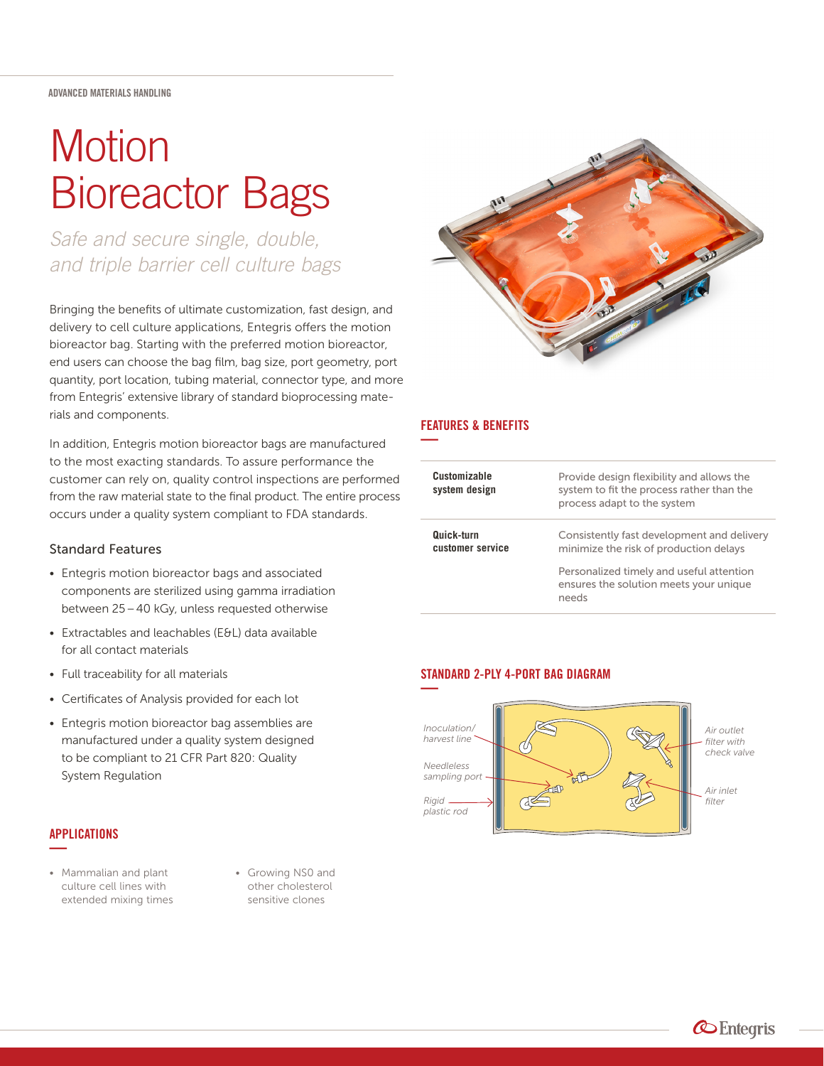ADVANCED MATERIALS HANDLING

# Motion Bioreactor Bags

*Safe and secure single, double, and triple barrier cell culture bags*

Bringing the benefits of ultimate customization, fast design, and delivery to cell culture applications, Entegris offers the motion bioreactor bag. Starting with the preferred motion bioreactor, end users can choose the bag film, bag size, port geometry, port quantity, port location, tubing material, connector type, and more from Entegris' extensive library of standard bioprocessing materials and components.

In addition, Entegris motion bioreactor bags are manufactured to the most exacting standards. To assure performance the customer can rely on, quality control inspections are performed from the raw material state to the final product. The entire process occurs under a quality system compliant to FDA standards.

### Standard Features

- Entegris motion bioreactor bags and associated components are sterilized using gamma irradiation between 25 – 40 kGy, unless requested otherwise
- Extractables and leachables (E&L) data available for all contact materials
- Full traceability for all materials
- Certificates of Analysis provided for each lot
- Entegris motion bioreactor bag assemblies are manufactured under a quality system designed to be compliant to 21 CFR Part 820: Quality System Regulation

## APPLICATIONS

- Mammalian and plant culture cell lines with extended mixing times
- Growing NS0 and other cholesterol sensitive clones

## FEATURES & BENEFITS

| | |
|---|---|
| **Customizable system design** | Provide design flexibility and allows the system to fit the process rather than the process adapt to the system |
| **Quick-turn customer service** | Consistently fast development and delivery minimize the risk of production delays<br><br>Personalized timely and useful attention ensures the solution meets your unique needs |

## STANDARD 2-PLY 4-PORT BAG DIAGRAM

*Inoculation/harvest line*

*Needleless sampling port*

*Rigid plastic rod*

*Air outlet filter with check valve*

*Air inlet filter*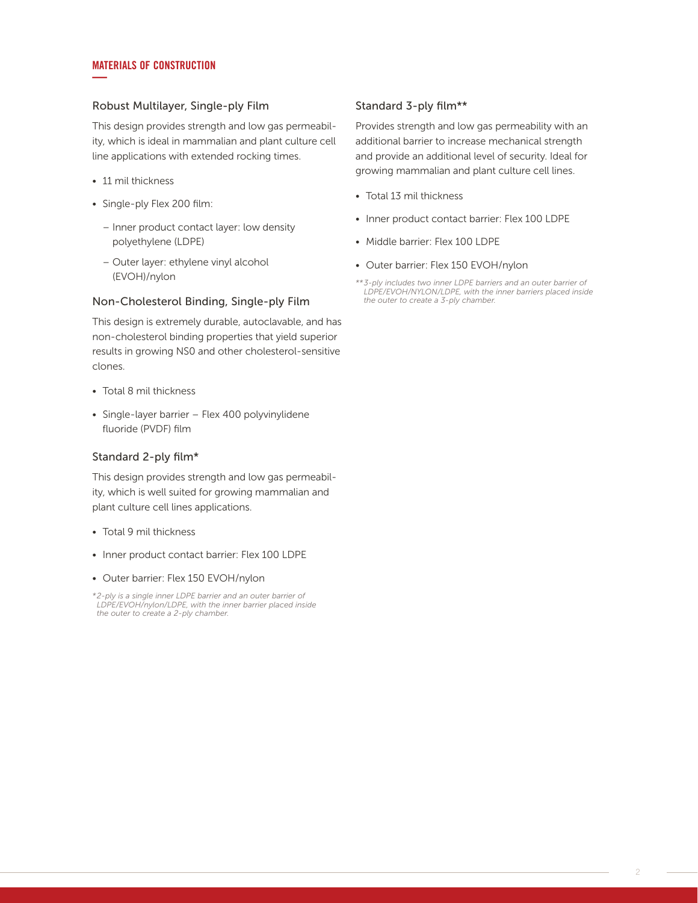## MATERIALS OF CONSTRUCTION

### Robust Multilayer, Single-ply Film

This design provides strength and low gas permeability, which is ideal in mammalian and plant culture cell line applications with extended rocking times.

- 11 mil thickness
- Single-ply Flex 200 film:
  - Inner product contact layer: low density polyethylene (LDPE)
  - Outer layer: ethylene vinyl alcohol (EVOH)/nylon

### Non-Cholesterol Binding, Single-ply Film

This design is extremely durable, autoclavable, and has non-cholesterol binding properties that yield superior results in growing NS0 and other cholesterol-sensitive clones.

- Total 8 mil thickness
- Single-layer barrier – Flex 400 polyvinylidene fluoride (PVDF) film

### Standard 2-ply film*

This design provides strength and low gas permeability, which is well suited for growing mammalian and plant culture cell lines applications.

- Total 9 mil thickness
- Inner product contact barrier: Flex 100 LDPE
- Outer barrier: Flex 150 EVOH/nylon

*\*2-ply is a single inner LDPE barrier and an outer barrier of LDPE/EVOH/nylon/LDPE, with the inner barrier placed inside the outer to create a 2-ply chamber.*

### Standard 3-ply film**

Provides strength and low gas permeability with an additional barrier to increase mechanical strength and provide an additional level of security. Ideal for growing mammalian and plant culture cell lines.

- Total 13 mil thickness
- Inner product contact barrier: Flex 100 LDPE
- Middle barrier: Flex 100 LDPE
- Outer barrier: Flex 150 EVOH/nylon

*\*\*3-ply includes two inner LDPE barriers and an outer barrier of LDPE/EVOH/NYLON/LDPE, with the inner barriers placed inside the outer to create a 3-ply chamber.*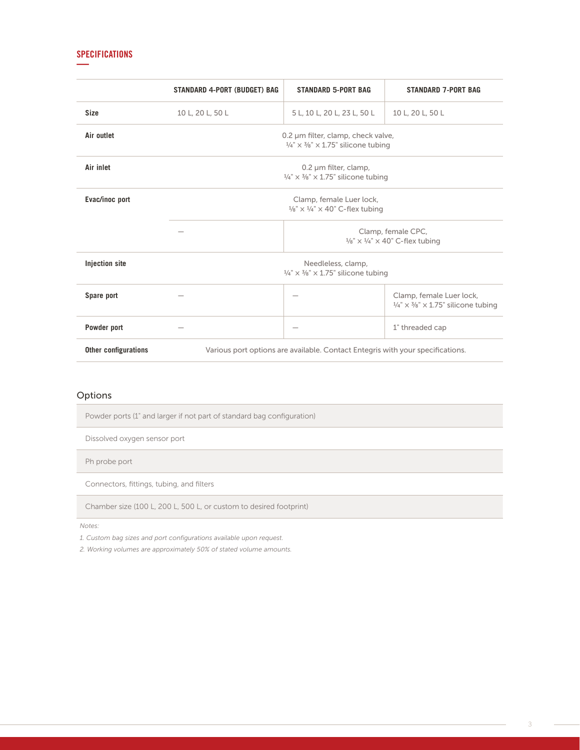## SPECIFICATIONS

| | STANDARD 4-PORT (BUDGET) BAG | STANDARD 5-PORT BAG | STANDARD 7-PORT BAG |
|---|---|---|---|
| **Size** | 10 L, 20 L, 50 L | 5 L, 10 L, 20 L, 23 L, 50 L | 10 L, 20 L, 50 L |
| **Air outlet** | 0.2 µm filter, clamp, check valve, ¼" × ⅜" × 1.75" silicone tubing | | |
| **Air inlet** | 0.2 µm filter, clamp, ¼" × ⅜" × 1.75" silicone tubing | | |
| **Evac/inoc port** | Clamp, female Luer lock, ⅛" × ¼" × 40" C-flex tubing | | |
| | — | Clamp, female CPC, ⅛" × ¼" × 40" C-flex tubing | |
| **Injection site** | Needleless, clamp, ¼" × ⅜" × 1.75" silicone tubing | | |
| **Spare port** | — | — | Clamp, female Luer lock, ¼" × ⅜" × 1.75" silicone tubing |
| **Powder port** | — | — | 1" threaded cap |
| **Other configurations** | Various port options are available. Contact Entegris with your specifications. | | |

### Options

| |
|---|
| Powder ports (1" and larger if not part of standard bag configuration) |
| Dissolved oxygen sensor port |
| Ph probe port |
| Connectors, fittings, tubing, and filters |
| Chamber size (100 L, 200 L, 500 L, or custom to desired footprint) |

*Notes:*

*1. Custom bag sizes and port configurations available upon request.*

*2. Working volumes are approximately 50% of stated volume amounts.*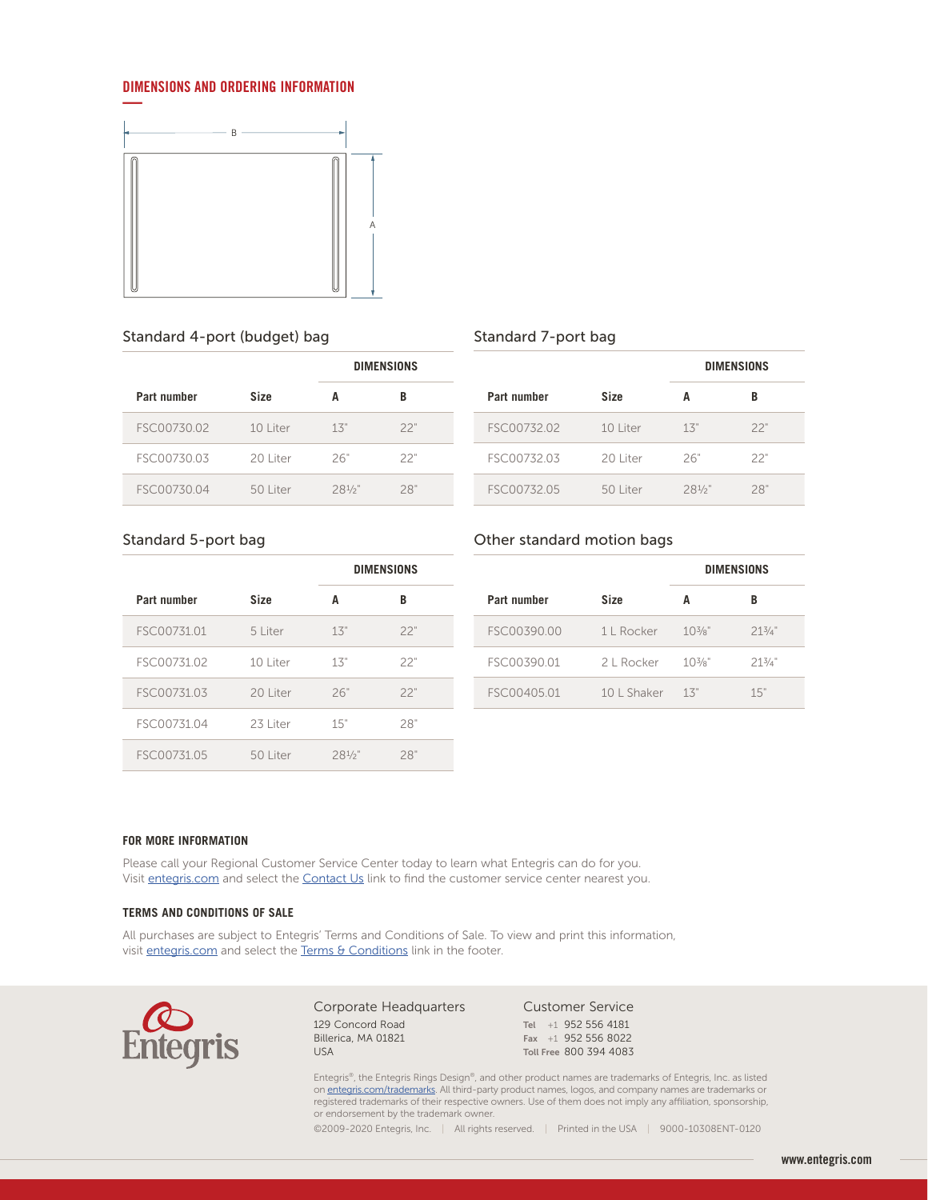## DIMENSIONS AND ORDERING INFORMATION

B

A

### Standard 4-port (budget) bag

| | | DIMENSIONS | |
|---|---|---|---|
| **Part number** | **Size** | **A** | **B** |
| FSC00730.02 | 10 Liter | 13" | 22" |
| FSC00730.03 | 20 Liter | 26" | 22" |
| FSC00730.04 | 50 Liter | 28½" | 28" |

### Standard 7-port bag

| | | DIMENSIONS | |
|---|---|---|---|
| **Part number** | **Size** | **A** | **B** |
| FSC00732.02 | 10 Liter | 13" | 22" |
| FSC00732.03 | 20 Liter | 26" | 22" |
| FSC00732.05 | 50 Liter | 28½" | 28" |

### Standard 5-port bag

| | | DIMENSIONS | |
|---|---|---|---|
| **Part number** | **Size** | **A** | **B** |
| FSC00731.01 | 5 Liter | 13" | 22" |
| FSC00731.02 | 10 Liter | 13" | 22" |
| FSC00731.03 | 20 Liter | 26" | 22" |
| FSC00731.04 | 23 Liter | 15" | 28" |
| FSC00731.05 | 50 Liter | 28½" | 28" |

### Other standard motion bags

| | | DIMENSIONS | |
|---|---|---|---|
| **Part number** | **Size** | **A** | **B** |
| FSC00390.00 | 1 L Rocker | 10⅜" | 21¾" |
| FSC00390.01 | 2 L Rocker | 10⅜" | 21¾" |
| FSC00405.01 | 10 L Shaker | 13" | 15" |

#### FOR MORE INFORMATION

Please call your Regional Customer Service Center today to learn what Entegris can do for you. Visit entegris.com and select the Contact Us link to find the customer service center nearest you.

#### TERMS AND CONDITIONS OF SALE

All purchases are subject to Entegris' Terms and Conditions of Sale. To view and print this information, visit entegris.com and select the Terms & Conditions link in the footer.

Entegris

Corporate Headquarters
129 Concord Road
Billerica, MA 01821
USA

Customer Service
Tel +1 952 556 4181
Fax +1 952 556 8022
Toll Free 800 394 4083

Entegris®, the Entegris Rings Design®, and other product names are trademarks of Entegris, Inc. as listed on entegris.com/trademarks. All third-party product names, logos, and company names are trademarks or registered trademarks of their respective owners. Use of them does not imply any affiliation, sponsorship, or endorsement by the trademark owner.

©2009-2020 Entegris, Inc. | All rights reserved. | Printed in the USA | 9000-10308ENT-0120

www.entegris.com